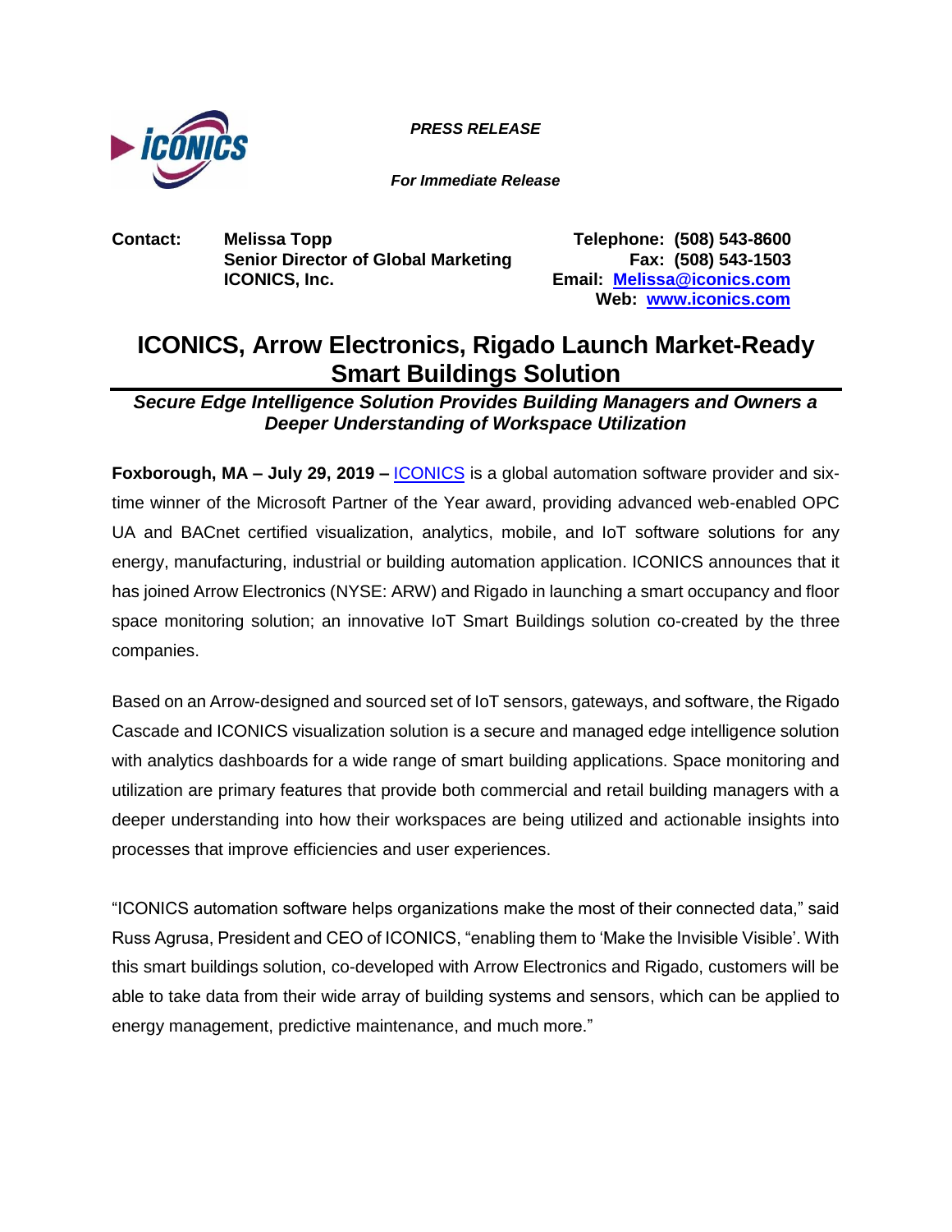***PRESS RELEASE***

***For Immediate Release***

**Contact:** **Melissa Topp**
**Senior Director of Global Marketing**
**ICONICS, Inc.**

**Telephone: (508) 543-8600**
**Fax: (508) 543-1503**
**Email: [Melissa@iconics.com](mailto:Melissa@iconics.com)**
**Web: [www.iconics.com](http://www.iconics.com)**

# ICONICS, Arrow Electronics, Rigado Launch Market-Ready Smart Buildings Solution

***Secure Edge Intelligence Solution Provides Building Managers and Owners a Deeper Understanding of Workspace Utilization***

**Foxborough, MA – July 29, 2019 –** [ICONICS](http://www.iconics.com) is a global automation software provider and six-time winner of the Microsoft Partner of the Year award, providing advanced web-enabled OPC UA and BACnet certified visualization, analytics, mobile, and IoT software solutions for any energy, manufacturing, industrial or building automation application. ICONICS announces that it has joined Arrow Electronics (NYSE: ARW) and Rigado in launching a smart occupancy and floor space monitoring solution; an innovative IoT Smart Buildings solution co-created by the three companies.

Based on an Arrow-designed and sourced set of IoT sensors, gateways, and software, the Rigado Cascade and ICONICS visualization solution is a secure and managed edge intelligence solution with analytics dashboards for a wide range of smart building applications. Space monitoring and utilization are primary features that provide both commercial and retail building managers with a deeper understanding into how their workspaces are being utilized and actionable insights into processes that improve efficiencies and user experiences.

"ICONICS automation software helps organizations make the most of their connected data," said Russ Agrusa, President and CEO of ICONICS, "enabling them to 'Make the Invisible Visible'. With this smart buildings solution, co-developed with Arrow Electronics and Rigado, customers will be able to take data from their wide array of building systems and sensors, which can be applied to energy management, predictive maintenance, and much more."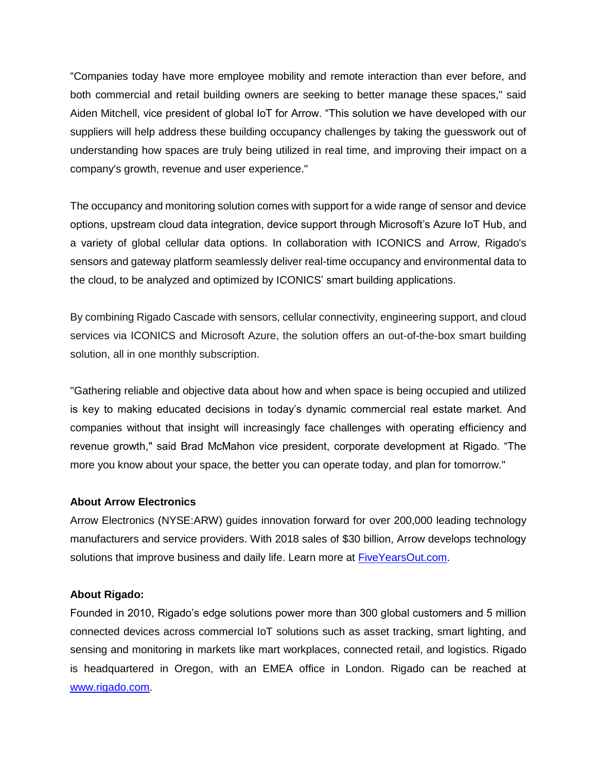“Companies today have more employee mobility and remote interaction than ever before, and both commercial and retail building owners are seeking to better manage these spaces," said Aiden Mitchell, vice president of global IoT for Arrow. “This solution we have developed with our suppliers will help address these building occupancy challenges by taking the guesswork out of understanding how spaces are truly being utilized in real time, and improving their impact on a company's growth, revenue and user experience."

The occupancy and monitoring solution comes with support for a wide range of sensor and device options, upstream cloud data integration, device support through Microsoft’s Azure IoT Hub, and a variety of global cellular data options. In collaboration with ICONICS and Arrow, Rigado's sensors and gateway platform seamlessly deliver real-time occupancy and environmental data to the cloud, to be analyzed and optimized by ICONICS’ smart building applications.

By combining Rigado Cascade with sensors, cellular connectivity, engineering support, and cloud services via ICONICS and Microsoft Azure, the solution offers an out-of-the-box smart building solution, all in one monthly subscription.

"Gathering reliable and objective data about how and when space is being occupied and utilized is key to making educated decisions in today’s dynamic commercial real estate market. And companies without that insight will increasingly face challenges with operating efficiency and revenue growth," said Brad McMahon vice president, corporate development at Rigado. “The more you know about your space, the better you can operate today, and plan for tomorrow."

**About Arrow Electronics**

Arrow Electronics (NYSE:ARW) guides innovation forward for over 200,000 leading technology manufacturers and service providers. With 2018 sales of $30 billion, Arrow develops technology solutions that improve business and daily life. Learn more at [FiveYearsOut.com](FiveYearsOut.com).

**About Rigado:**

Founded in 2010, Rigado’s edge solutions power more than 300 global customers and 5 million connected devices across commercial IoT solutions such as asset tracking, smart lighting, and sensing and monitoring in markets like mart workplaces, connected retail, and logistics. Rigado is headquartered in Oregon, with an EMEA office in London. Rigado can be reached at [www.rigado.com](www.rigado.com).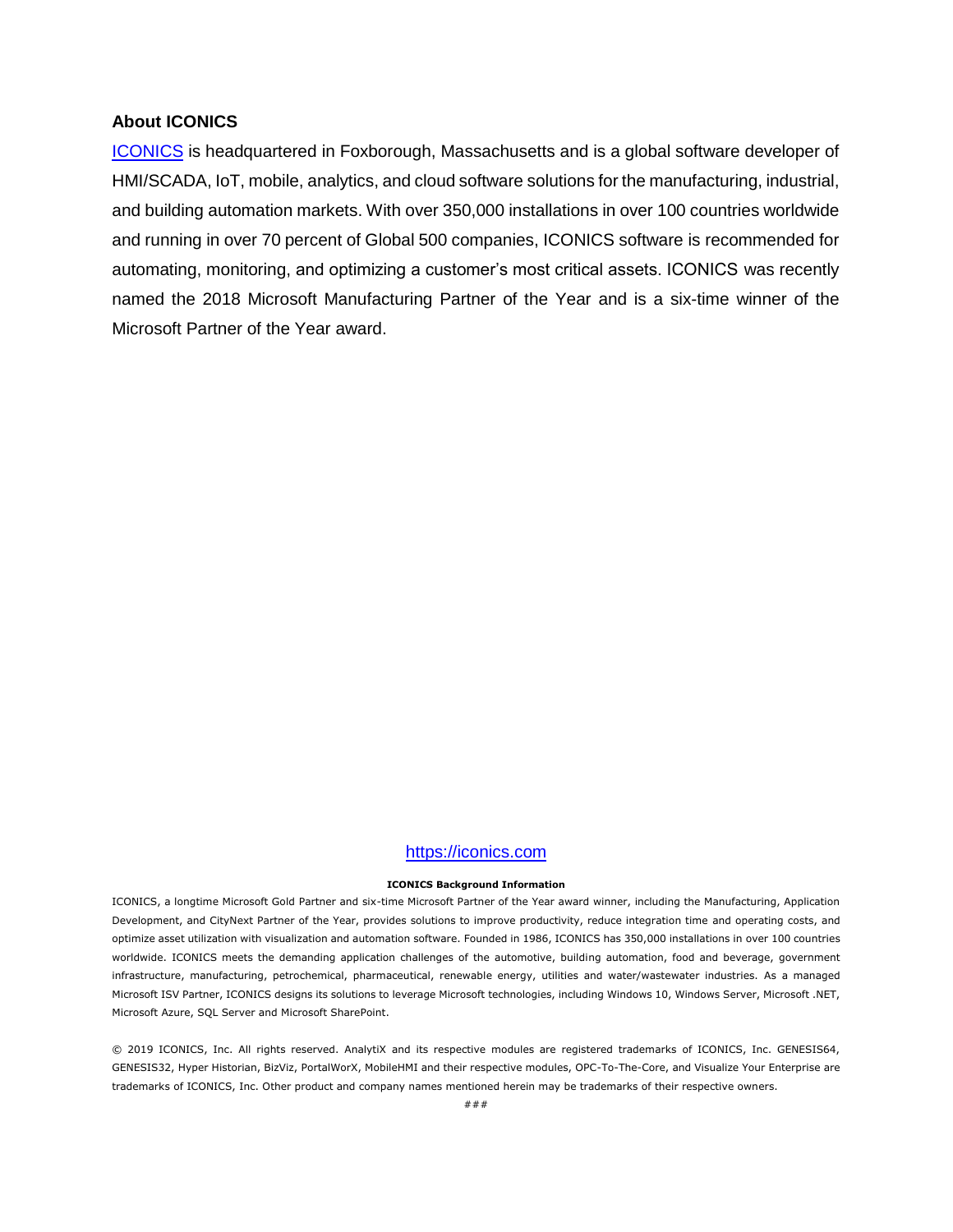## About ICONICS

[ICONICS](https://iconics.com) is headquartered in Foxborough, Massachusetts and is a global software developer of HMI/SCADA, IoT, mobile, analytics, and cloud software solutions for the manufacturing, industrial, and building automation markets. With over 350,000 installations in over 100 countries worldwide and running in over 70 percent of Global 500 companies, ICONICS software is recommended for automating, monitoring, and optimizing a customer's most critical assets. ICONICS was recently named the 2018 Microsoft Manufacturing Partner of the Year and is a six-time winner of the Microsoft Partner of the Year award.

[https://iconics.com](https://iconics.com)

**ICONICS Background Information**

ICONICS, a longtime Microsoft Gold Partner and six-time Microsoft Partner of the Year award winner, including the Manufacturing, Application Development, and CityNext Partner of the Year, provides solutions to improve productivity, reduce integration time and operating costs, and optimize asset utilization with visualization and automation software. Founded in 1986, ICONICS has 350,000 installations in over 100 countries worldwide. ICONICS meets the demanding application challenges of the automotive, building automation, food and beverage, government infrastructure, manufacturing, petrochemical, pharmaceutical, renewable energy, utilities and water/wastewater industries. As a managed Microsoft ISV Partner, ICONICS designs its solutions to leverage Microsoft technologies, including Windows 10, Windows Server, Microsoft .NET, Microsoft Azure, SQL Server and Microsoft SharePoint.

© 2019 ICONICS, Inc. All rights reserved. AnalytiX and its respective modules are registered trademarks of ICONICS, Inc. GENESIS64, GENESIS32, Hyper Historian, BizViz, PortalWorX, MobileHMI and their respective modules, OPC-To-The-Core, and Visualize Your Enterprise are trademarks of ICONICS, Inc. Other product and company names mentioned herein may be trademarks of their respective owners.

###